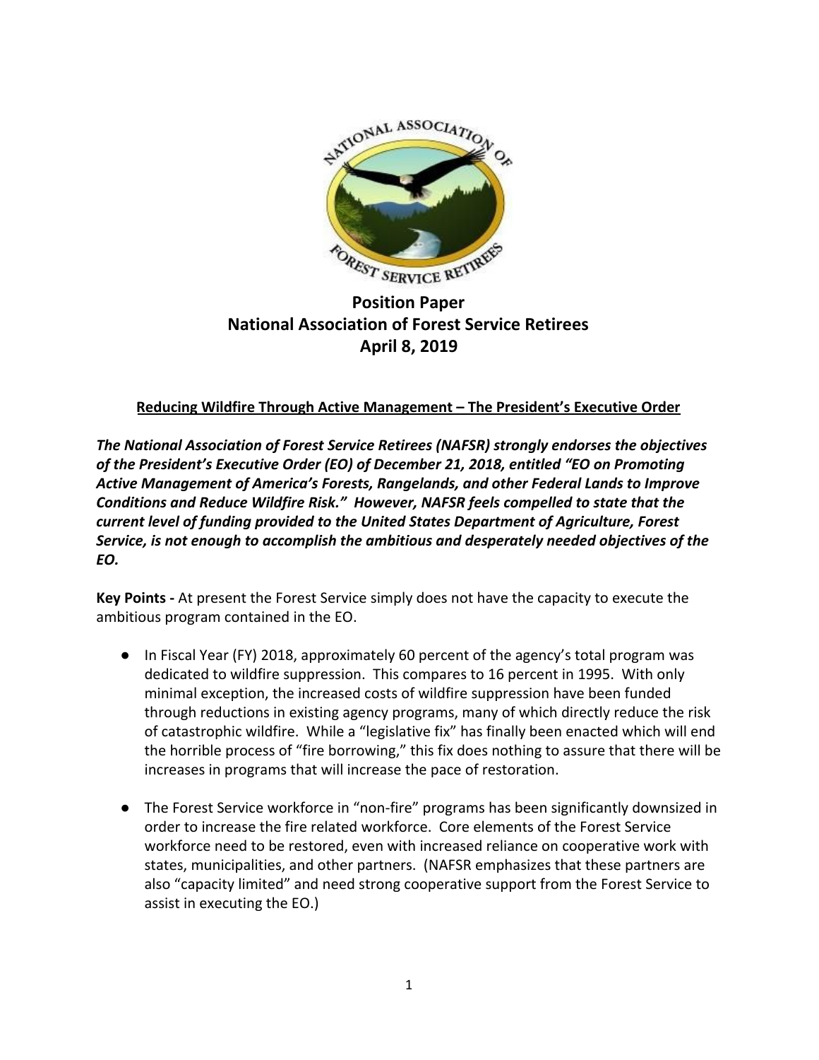# Position Paper
# National Association of Forest Service Retirees
# April 8, 2019

**Reducing Wildfire Through Active Management – The President's Executive Order**

***The National Association of Forest Service Retirees (NAFSR) strongly endorses the objectives of the President's Executive Order (EO) of December 21, 2018, entitled "EO on Promoting Active Management of America's Forests, Rangelands, and other Federal Lands to Improve Conditions and Reduce Wildfire Risk." However, NAFSR feels compelled to state that the current level of funding provided to the United States Department of Agriculture, Forest Service, is not enough to accomplish the ambitious and desperately needed objectives of the EO.***

**Key Points -** At present the Forest Service simply does not have the capacity to execute the ambitious program contained in the EO.

- In Fiscal Year (FY) 2018, approximately 60 percent of the agency's total program was dedicated to wildfire suppression. This compares to 16 percent in 1995. With only minimal exception, the increased costs of wildfire suppression have been funded through reductions in existing agency programs, many of which directly reduce the risk of catastrophic wildfire. While a "legislative fix" has finally been enacted which will end the horrible process of "fire borrowing," this fix does nothing to assure that there will be increases in programs that will increase the pace of restoration.

- The Forest Service workforce in "non-fire" programs has been significantly downsized in order to increase the fire related workforce. Core elements of the Forest Service workforce need to be restored, even with increased reliance on cooperative work with states, municipalities, and other partners. (NAFSR emphasizes that these partners are also "capacity limited" and need strong cooperative support from the Forest Service to assist in executing the EO.)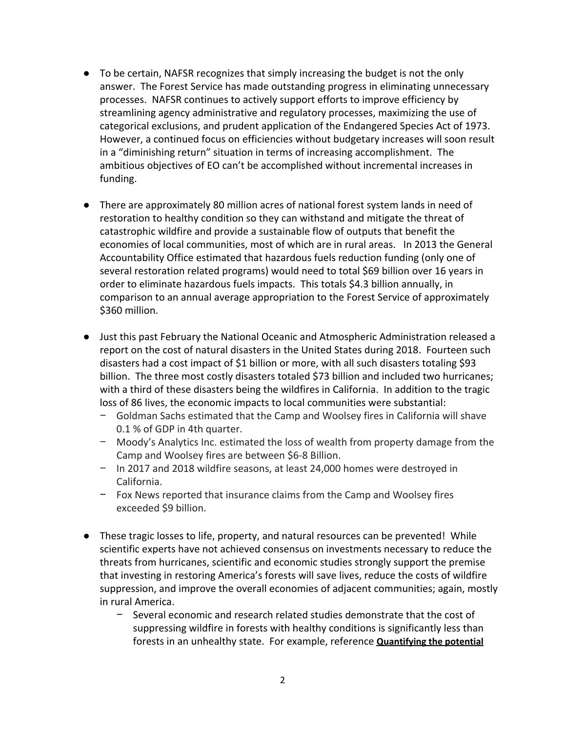- To be certain, NAFSR recognizes that simply increasing the budget is not the only answer. The Forest Service has made outstanding progress in eliminating unnecessary processes. NAFSR continues to actively support efforts to improve efficiency by streamlining agency administrative and regulatory processes, maximizing the use of categorical exclusions, and prudent application of the Endangered Species Act of 1973. However, a continued focus on efficiencies without budgetary increases will soon result in a "diminishing return" situation in terms of increasing accomplishment. The ambitious objectives of EO can't be accomplished without incremental increases in funding.

- There are approximately 80 million acres of national forest system lands in need of restoration to healthy condition so they can withstand and mitigate the threat of catastrophic wildfire and provide a sustainable flow of outputs that benefit the economies of local communities, most of which are in rural areas. In 2013 the General Accountability Office estimated that hazardous fuels reduction funding (only one of several restoration related programs) would need to total $69 billion over 16 years in order to eliminate hazardous fuels impacts. This totals $4.3 billion annually, in comparison to an annual average appropriation to the Forest Service of approximately $360 million.

- Just this past February the National Oceanic and Atmospheric Administration released a report on the cost of natural disasters in the United States during 2018. Fourteen such disasters had a cost impact of $1 billion or more, with all such disasters totaling $93 billion. The three most costly disasters totaled $73 billion and included two hurricanes; with a third of these disasters being the wildfires in California. In addition to the tragic loss of 86 lives, the economic impacts to local communities were substantial:
  - Goldman Sachs estimated that the Camp and Woolsey fires in California will shave 0.1 % of GDP in 4th quarter.
  - Moody's Analytics Inc. estimated the loss of wealth from property damage from the Camp and Woolsey fires are between $6-8 Billion.
  - In 2017 and 2018 wildfire seasons, at least 24,000 homes were destroyed in California.
  - Fox News reported that insurance claims from the Camp and Woolsey fires exceeded $9 billion.

- These tragic losses to life, property, and natural resources can be prevented! While scientific experts have not achieved consensus on investments necessary to reduce the threats from hurricanes, scientific and economic studies strongly support the premise that investing in restoring America's forests will save lives, reduce the costs of wildfire suppression, and improve the overall economies of adjacent communities; again, mostly in rural America.
  - Several economic and research related studies demonstrate that the cost of suppressing wildfire in forests with healthy conditions is significantly less than forests in an unhealthy state. For example, reference **Quantifying the potential**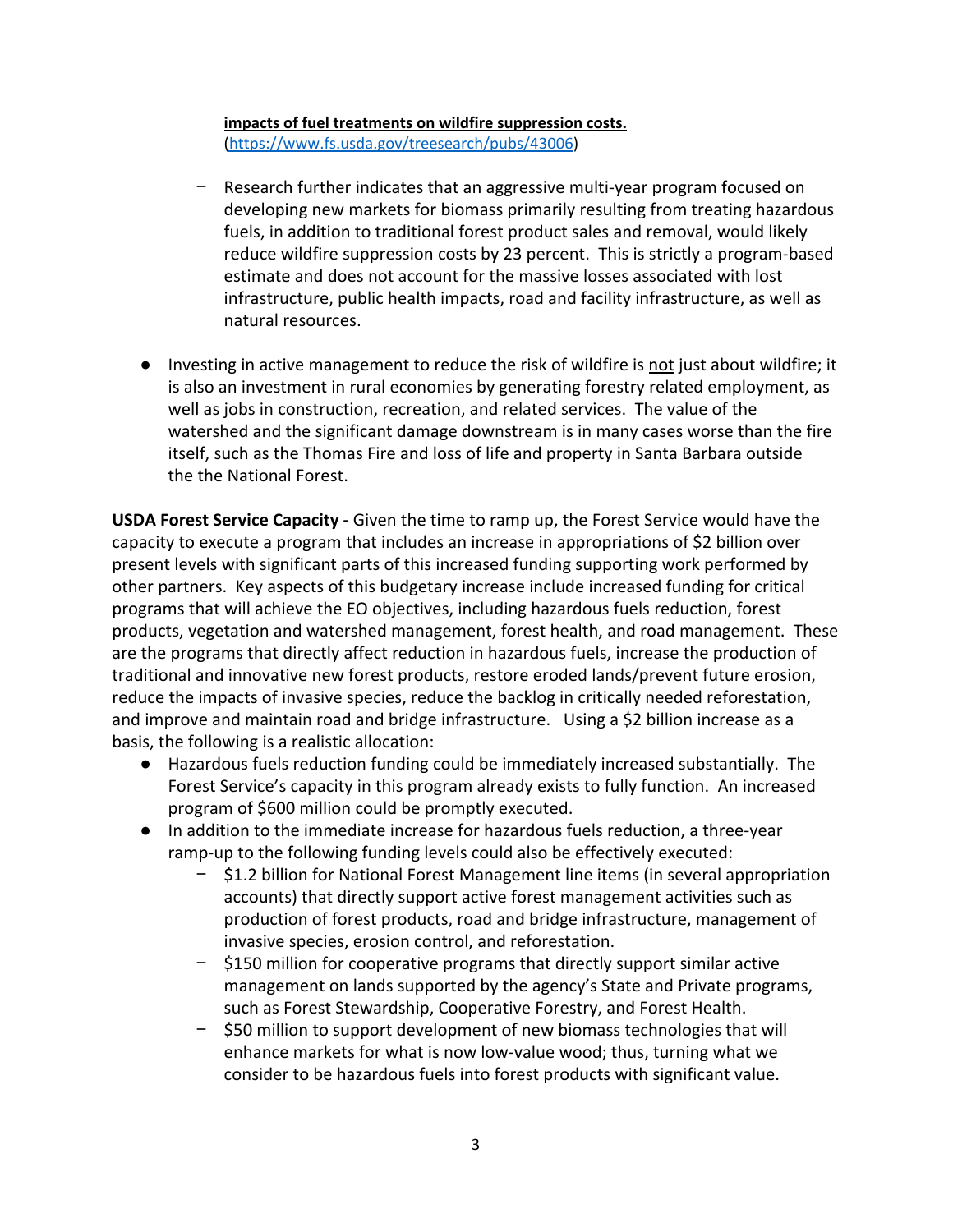**impacts of fuel treatments on wildfire suppression costs.**
(https://www.fs.usda.gov/treesearch/pubs/43006)

- Research further indicates that an aggressive multi-year program focused on developing new markets for biomass primarily resulting from treating hazardous fuels, in addition to traditional forest product sales and removal, would likely reduce wildfire suppression costs by 23 percent. This is strictly a program-based estimate and does not account for the massive losses associated with lost infrastructure, public health impacts, road and facility infrastructure, as well as natural resources.

- Investing in active management to reduce the risk of wildfire is <u>not</u> just about wildfire; it is also an investment in rural economies by generating forestry related employment, as well as jobs in construction, recreation, and related services. The value of the watershed and the significant damage downstream is in many cases worse than the fire itself, such as the Thomas Fire and loss of life and property in Santa Barbara outside the the National Forest.

**USDA Forest Service Capacity -** Given the time to ramp up, the Forest Service would have the capacity to execute a program that includes an increase in appropriations of $2 billion over present levels with significant parts of this increased funding supporting work performed by other partners. Key aspects of this budgetary increase include increased funding for critical programs that will achieve the EO objectives, including hazardous fuels reduction, forest products, vegetation and watershed management, forest health, and road management. These are the programs that directly affect reduction in hazardous fuels, increase the production of traditional and innovative new forest products, restore eroded lands/prevent future erosion, reduce the impacts of invasive species, reduce the backlog in critically needed reforestation, and improve and maintain road and bridge infrastructure. Using a $2 billion increase as a basis, the following is a realistic allocation:

- Hazardous fuels reduction funding could be immediately increased substantially. The Forest Service's capacity in this program already exists to fully function. An increased program of $600 million could be promptly executed.
- In addition to the immediate increase for hazardous fuels reduction, a three-year ramp-up to the following funding levels could also be effectively executed:
    - $1.2 billion for National Forest Management line items (in several appropriation accounts) that directly support active forest management activities such as production of forest products, road and bridge infrastructure, management of invasive species, erosion control, and reforestation.
    - $150 million for cooperative programs that directly support similar active management on lands supported by the agency's State and Private programs, such as Forest Stewardship, Cooperative Forestry, and Forest Health.
    - $50 million to support development of new biomass technologies that will enhance markets for what is now low-value wood; thus, turning what we consider to be hazardous fuels into forest products with significant value.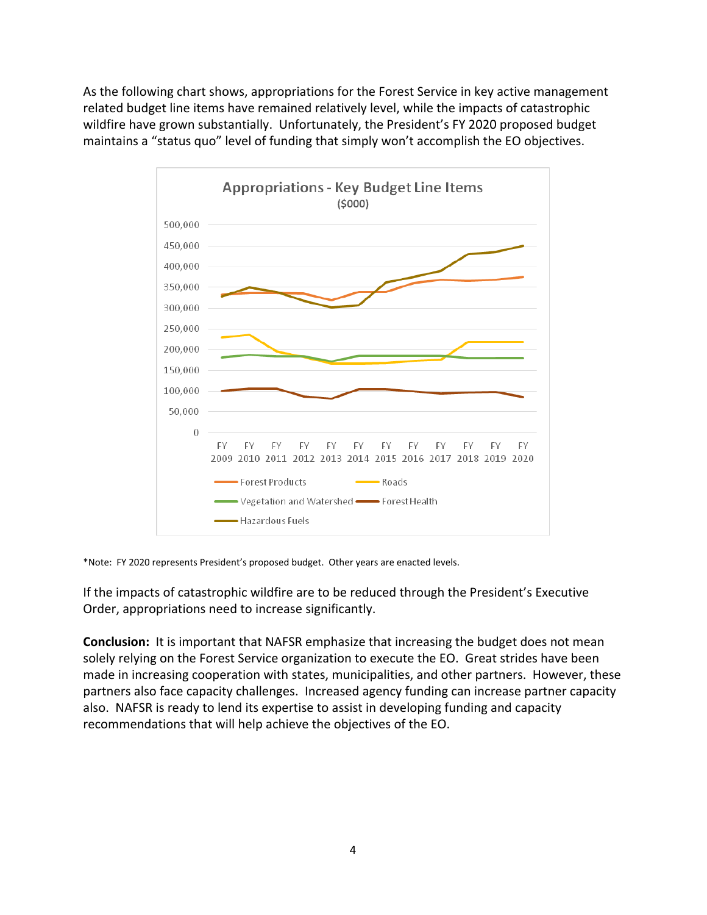As the following chart shows, appropriations for the Forest Service in key active management related budget line items have remained relatively level, while the impacts of catastrophic wildfire have grown substantially. Unfortunately, the President's FY 2020 proposed budget maintains a "status quo" level of funding that simply won't accomplish the EO objectives.

Appropriations - Key Budget Line Items
($000)

500,000
450,000
400,000
350,000
300,000
250,000
200,000
150,000
100,000
50,000
0

FY 2009, FY 2010, FY 2011, FY 2012, FY 2013, FY 2014, FY 2015, FY 2016, FY 2017, FY 2018, FY 2019, FY 2020

Forest Products
Roads
Vegetation and Watershed
Forest Health
Hazardous Fuels

*Note: FY 2020 represents President's proposed budget. Other years are enacted levels.

If the impacts of catastrophic wildfire are to be reduced through the President's Executive Order, appropriations need to increase significantly.

**Conclusion:** It is important that NAFSR emphasize that increasing the budget does not mean solely relying on the Forest Service organization to execute the EO. Great strides have been made in increasing cooperation with states, municipalities, and other partners. However, these partners also face capacity challenges. Increased agency funding can increase partner capacity also. NAFSR is ready to lend its expertise to assist in developing funding and capacity recommendations that will help achieve the objectives of the EO.